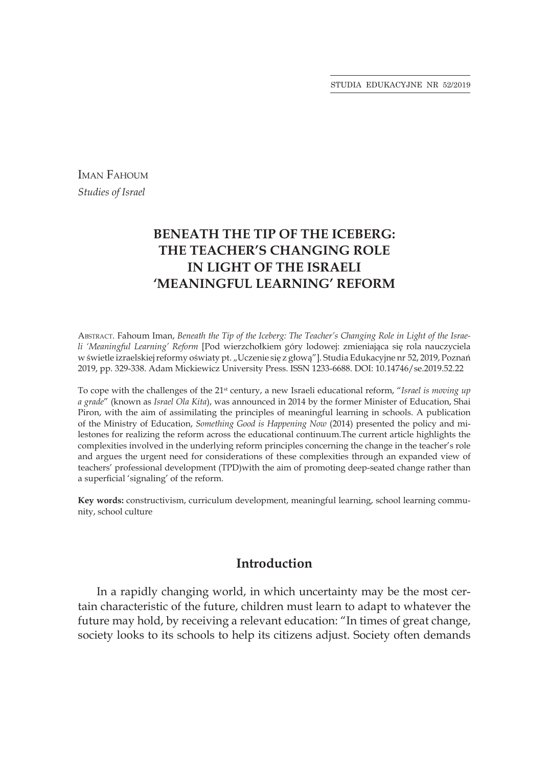Iman Fahoum
*Studies of Israel*

# BENEATH THE TIP OF THE ICEBERG: THE TEACHER'S CHANGING ROLE IN LIGHT OF THE ISRAELI 'MEANINGFUL LEARNING' REFORM

Abstract. Fahoum Iman, *Beneath the Tip of the Iceberg: The Teacher's Changing Role in Light of the Israeli 'Meaningful Learning' Reform* [Pod wierzchołkiem góry lodowej: zmieniająca się rola nauczyciela w świetle izraelskiej reformy oświaty pt. „Uczenie się z głową"]. Studia Edukacyjne nr 52, 2019, Poznań 2019, pp. 329-338. Adam Mickiewicz University Press. ISSN 1233-6688. DOI: 10.14746/se.2019.52.22

To cope with the challenges of the 21st century, a new Israeli educational reform, "*Israel is moving up a grade*" (known as *Israel Ola Kita*), was announced in 2014 by the former Minister of Education, Shai Piron, with the aim of assimilating the principles of meaningful learning in schools. A publication of the Ministry of Education, *Something Good is Happening Now* (2014) presented the policy and milestones for realizing the reform across the educational continuum.The current article highlights the complexities involved in the underlying reform principles concerning the change in the teacher's role and argues the urgent need for considerations of these complexities through an expanded view of teachers' professional development (TPD)with the aim of promoting deep-seated change rather than a superficial 'signaling' of the reform.

**Key words:** constructivism, curriculum development, meaningful learning, school learning community, school culture

## Introduction

In a rapidly changing world, in which uncertainty may be the most certain characteristic of the future, children must learn to adapt to whatever the future may hold, by receiving a relevant education: "In times of great change, society looks to its schools to help its citizens adjust. Society often demands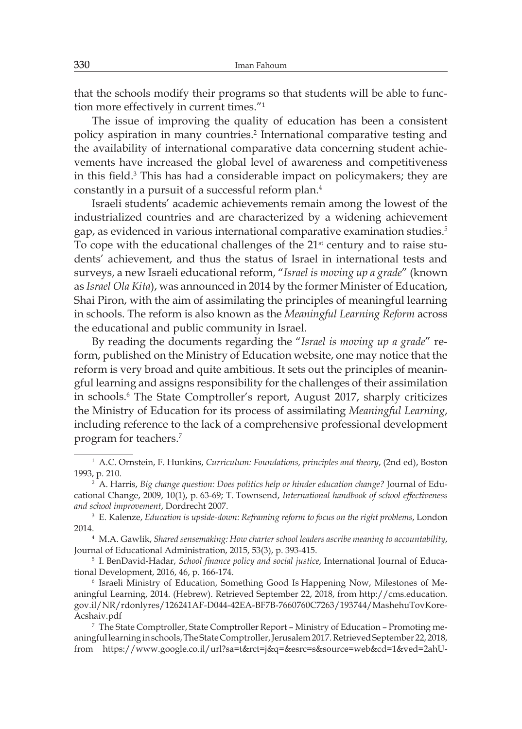that the schools modify their programs so that students will be able to function more effectively in current times."[1]

The issue of improving the quality of education has been a consistent policy aspiration in many countries.[2] International comparative testing and the availability of international comparative data concerning student achievements have increased the global level of awareness and competitiveness in this field.[3] This has had a considerable impact on policymakers; they are constantly in a pursuit of a successful reform plan.[4]

Israeli students' academic achievements remain among the lowest of the industrialized countries and are characterized by a widening achievement gap, as evidenced in various international comparative examination studies.[5] To cope with the educational challenges of the 21st century and to raise students' achievement, and thus the status of Israel in international tests and surveys, a new Israeli educational reform, "*Israel is moving up a grade*" (known as *Israel Ola Kita*), was announced in 2014 by the former Minister of Education, Shai Piron, with the aim of assimilating the principles of meaningful learning in schools. The reform is also known as the *Meaningful Learning Reform* across the educational and public community in Israel.

By reading the documents regarding the "*Israel is moving up a grade*" reform, published on the Ministry of Education website, one may notice that the reform is very broad and quite ambitious. It sets out the principles of meaningful learning and assigns responsibility for the challenges of their assimilation in schools.[6] The State Comptroller's report, August 2017, sharply criticizes the Ministry of Education for its process of assimilating *Meaningful Learning*, including reference to the lack of a comprehensive professional development program for teachers.[7]

---

[1] A.C. Ornstein, F. Hunkins, *Curriculum: Foundations, principles and theory*, (2nd ed), Boston 1993, p. 210.

[2] A. Harris, *Big change question: Does politics help or hinder education change?* Journal of Educational Change, 2009, 10(1), p. 63-69; T. Townsend, *International handbook of school effectiveness and school improvement*, Dordrecht 2007.

[3] E. Kalenze, *Education is upside-down: Reframing reform to focus on the right problems*, London 2014.

[4] M.A. Gawlik, *Shared sensemaking: How charter school leaders ascribe meaning to accountability*, Journal of Educational Administration, 2015, 53(3), p. 393-415.

[5] I. BenDavid-Hadar, *School finance policy and social justice*, International Journal of Educational Development, 2016, 46, p. 166-174.

[6] Israeli Ministry of Education, Something Good Is Happening Now, Milestones of Meaningful Learning, 2014. (Hebrew). Retrieved September 22, 2018, from http://cms.education.gov.il/NR/rdonlyres/126241AF-D044-42EA-BF7B-7660760C7263/193744/MashehuTovKoreAcshaiv.pdf

[7] The State Comptroller, State Comptroller Report – Ministry of Education – Promoting meaningful learning in schools, The State Comptroller, Jerusalem 2017. Retrieved September 22, 2018, from https://www.google.co.il/url?sa=t&rct=j&q=&esrc=s&source=web&cd=1&ved=2ahU-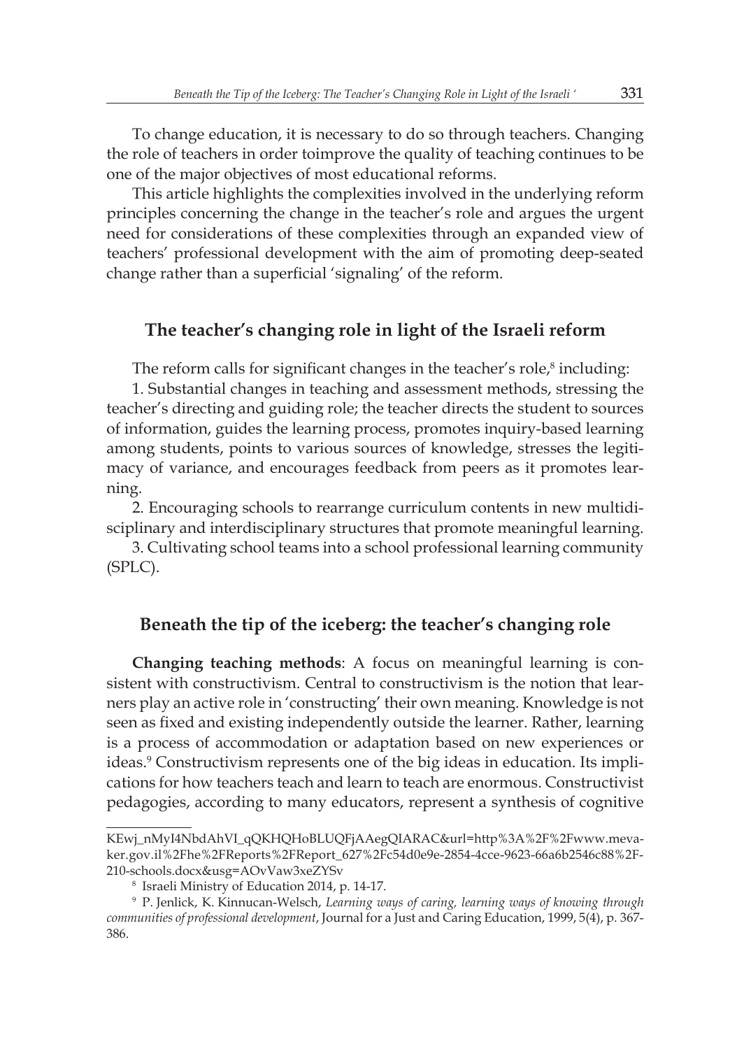To change education, it is necessary to do so through teachers. Changing the role of teachers in order toimprove the quality of teaching continues to be one of the major objectives of most educational reforms.

This article highlights the complexities involved in the underlying reform principles concerning the change in the teacher's role and argues the urgent need for considerations of these complexities through an expanded view of teachers' professional development with the aim of promoting deep-seated change rather than a superficial 'signaling' of the reform.

## The teacher's changing role in light of the Israeli reform

The reform calls for significant changes in the teacher's role,[8] including:

1. Substantial changes in teaching and assessment methods, stressing the teacher's directing and guiding role; the teacher directs the student to sources of information, guides the learning process, promotes inquiry-based learning among students, points to various sources of knowledge, stresses the legitimacy of variance, and encourages feedback from peers as it promotes learning.

2. Encouraging schools to rearrange curriculum contents in new multidisciplinary and interdisciplinary structures that promote meaningful learning.

3. Cultivating school teams into a school professional learning community (SPLC).

## Beneath the tip of the iceberg: the teacher's changing role

**Changing teaching methods**: A focus on meaningful learning is consistent with constructivism. Central to constructivism is the notion that learners play an active role in 'constructing' their own meaning. Knowledge is not seen as fixed and existing independently outside the learner. Rather, learning is a process of accommodation or adaptation based on new experiences or ideas.[9] Constructivism represents one of the big ideas in education. Its implications for how teachers teach and learn to teach are enormous. Constructivist pedagogies, according to many educators, represent a synthesis of cognitive

---

KEwj_nMyI4NbdAhVI_qQKHQHoBLUQFjAAegQIARAC&url=http%3A%2F%2Fwww.mevaker.gov.il%2Fhe%2FReports%2FReport_627%2Fc54d0e9e-2854-4cce-9623-66a6b2546c88%2F-210-schools.docx&usg=AOvVaw3xeZYSv

[8] Israeli Ministry of Education 2014, p. 14-17.

[9] P. Jenlick, K. Kinnucan-Welsch, *Learning ways of caring, learning ways of knowing through communities of professional development*, Journal for a Just and Caring Education, 1999, 5(4), p. 367-386.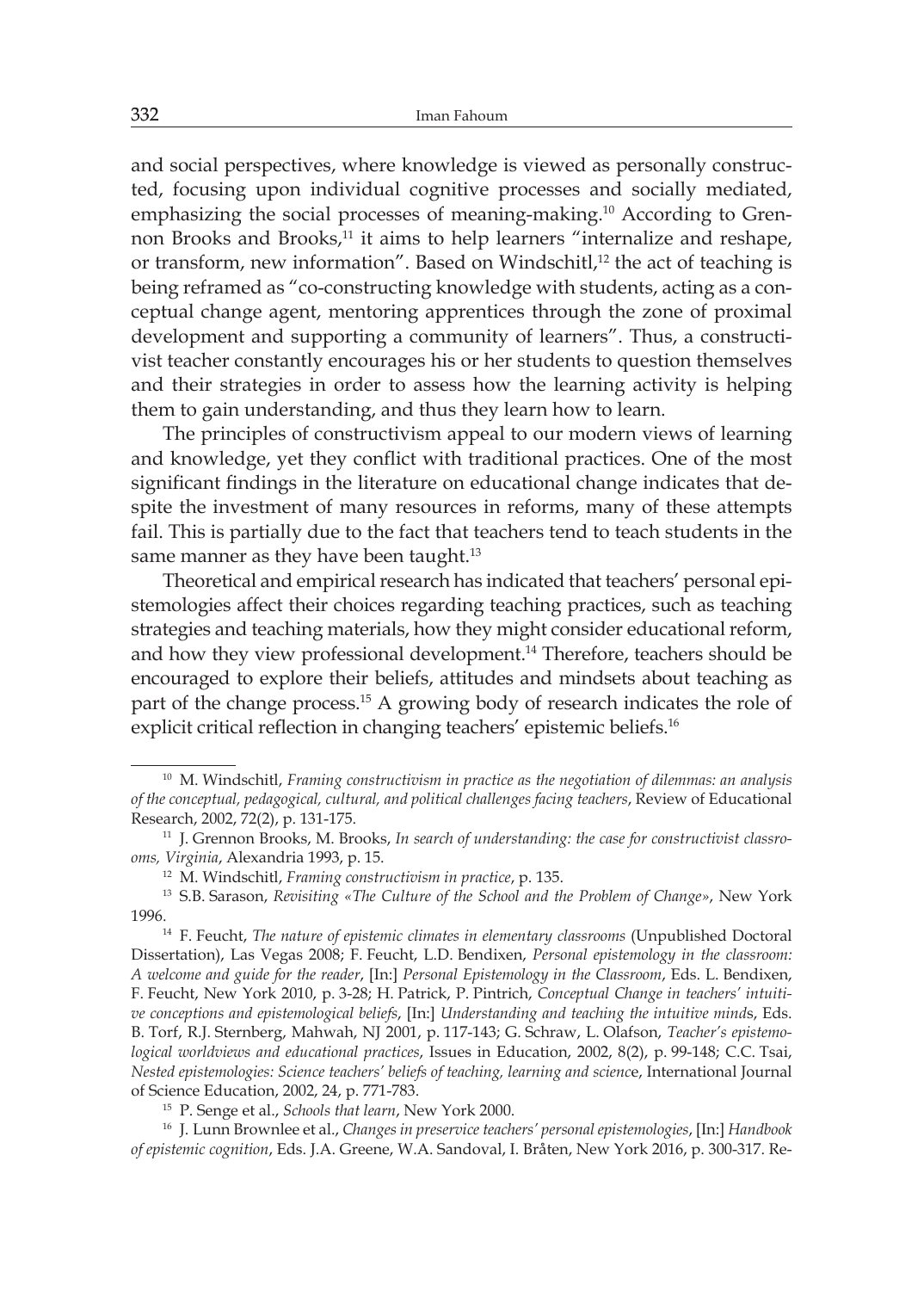and social perspectives, where knowledge is viewed as personally constructed, focusing upon individual cognitive processes and socially mediated, emphasizing the social processes of meaning-making.[10] According to Grennon Brooks and Brooks,[11] it aims to help learners "internalize and reshape, or transform, new information". Based on Windschitl,[12] the act of teaching is being reframed as "co-constructing knowledge with students, acting as a conceptual change agent, mentoring apprentices through the zone of proximal development and supporting a community of learners". Thus, a constructivist teacher constantly encourages his or her students to question themselves and their strategies in order to assess how the learning activity is helping them to gain understanding, and thus they learn how to learn.

The principles of constructivism appeal to our modern views of learning and knowledge, yet they conflict with traditional practices. One of the most significant findings in the literature on educational change indicates that despite the investment of many resources in reforms, many of these attempts fail. This is partially due to the fact that teachers tend to teach students in the same manner as they have been taught.[13]

Theoretical and empirical research has indicated that teachers' personal epistemologies affect their choices regarding teaching practices, such as teaching strategies and teaching materials, how they might consider educational reform, and how they view professional development.[14] Therefore, teachers should be encouraged to explore their beliefs, attitudes and mindsets about teaching as part of the change process.[15] A growing body of research indicates the role of explicit critical reflection in changing teachers' epistemic beliefs.[16]

---

[10] M. Windschitl, *Framing constructivism in practice as the negotiation of dilemmas: an analysis of the conceptual, pedagogical, cultural, and political challenges facing teachers*, Review of Educational Research, 2002, 72(2), p. 131-175.

[11] J. Grennon Brooks, M. Brooks, *In search of understanding: the case for constructivist classrooms, Virginia*, Alexandria 1993, p. 15.

[12] M. Windschitl, *Framing constructivism in practice*, p. 135.

[13] S.B. Sarason, *Revisiting «The Culture of the School and the Problem of Change»*, New York 1996.

[14] F. Feucht, *The nature of epistemic climates in elementary classrooms* (Unpublished Doctoral Dissertation), Las Vegas 2008; F. Feucht, L.D. Bendixen, *Personal epistemology in the classroom: A welcome and guide for the reader*, [In:] *Personal Epistemology in the Classroom*, Eds. L. Bendixen, F. Feucht, New York 2010, p. 3-28; H. Patrick, P. Pintrich, *Conceptual Change in teachers' intuitive conceptions and epistemological beliefs*, [In:] *Understanding and teaching the intuitive minds*, Eds. B. Torf, R.J. Sternberg, Mahwah, NJ 2001, p. 117-143; G. Schraw, L. Olafson, *Teacher's epistemological worldviews and educational practices*, Issues in Education, 2002, 8(2), p. 99-148; C.C. Tsai, *Nested epistemologies: Science teachers' beliefs of teaching, learning and science*, International Journal of Science Education, 2002, 24, p. 771-783.

[15] P. Senge et al., *Schools that learn*, New York 2000.

[16] J. Lunn Brownlee et al., *Changes in preservice teachers' personal epistemologies*, [In:] *Handbook of epistemic cognition*, Eds. J.A. Greene, W.A. Sandoval, I. Bråten, New York 2016, p. 300-317. Re-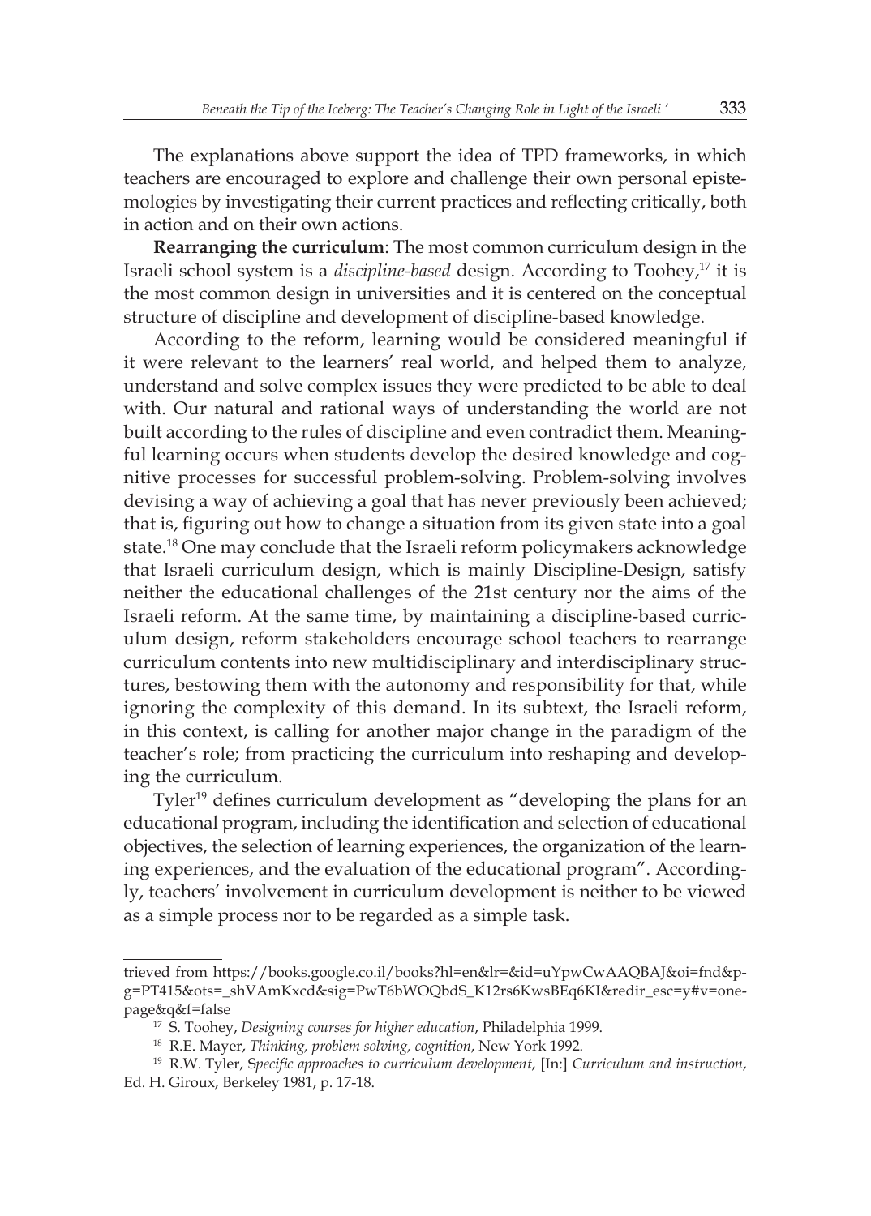The explanations above support the idea of TPD frameworks, in which teachers are encouraged to explore and challenge their own personal epistemologies by investigating their current practices and reflecting critically, both in action and on their own actions.

**Rearranging the curriculum**: The most common curriculum design in the Israeli school system is a *discipline-based* design. According to Toohey,[17] it is the most common design in universities and it is centered on the conceptual structure of discipline and development of discipline-based knowledge.

According to the reform, learning would be considered meaningful if it were relevant to the learners' real world, and helped them to analyze, understand and solve complex issues they were predicted to be able to deal with. Our natural and rational ways of understanding the world are not built according to the rules of discipline and even contradict them. Meaningful learning occurs when students develop the desired knowledge and cognitive processes for successful problem-solving. Problem-solving involves devising a way of achieving a goal that has never previously been achieved; that is, figuring out how to change a situation from its given state into a goal state.[18] One may conclude that the Israeli reform policymakers acknowledge that Israeli curriculum design, which is mainly Discipline-Design, satisfy neither the educational challenges of the 21st century nor the aims of the Israeli reform. At the same time, by maintaining a discipline-based curriculum design, reform stakeholders encourage school teachers to rearrange curriculum contents into new multidisciplinary and interdisciplinary structures, bestowing them with the autonomy and responsibility for that, while ignoring the complexity of this demand. In its subtext, the Israeli reform, in this context, is calling for another major change in the paradigm of the teacher's role; from practicing the curriculum into reshaping and developing the curriculum.

Tyler[19] defines curriculum development as "developing the plans for an educational program, including the identification and selection of educational objectives, the selection of learning experiences, the organization of the learning experiences, and the evaluation of the educational program". Accordingly, teachers' involvement in curriculum development is neither to be viewed as a simple process nor to be regarded as a simple task.

---

trieved from https://books.google.co.il/books?hl=en&lr=&id=uYpwCwAAQBAJ&oi=fnd&pg=PT415&ots=_shVAmKxcd&sig=PwT6bWOQbdS_K12rs6KwsBEq6KI&redir_esc=y#v=onepage&q&f=false

[17] S. Toohey, *Designing courses for higher education*, Philadelphia 1999.

[18] R.E. Mayer, *Thinking, problem solving, cognition*, New York 1992.

[19] R.W. Tyler, S*pecific approaches to curriculum development*, [In:] *Curriculum and instruction*, Ed. H. Giroux, Berkeley 1981, p. 17-18.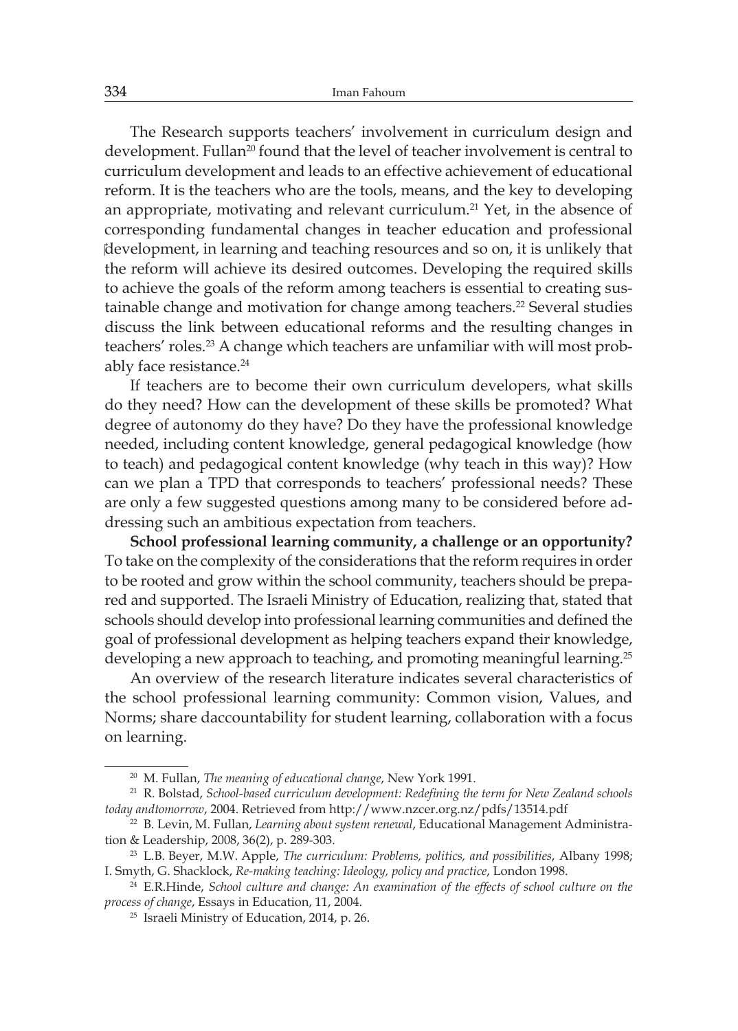The Research supports teachers' involvement in curriculum design and development. Fullan[20] found that the level of teacher involvement is central to curriculum development and leads to an effective achievement of educational reform. It is the teachers who are the tools, means, and the key to developing an appropriate, motivating and relevant curriculum.[21] Yet, in the absence of corresponding fundamental changes in teacher education and professional development, in learning and teaching resources and so on, it is unlikely that the reform will achieve its desired outcomes. Developing the required skills to achieve the goals of the reform among teachers is essential to creating sustainable change and motivation for change among teachers.[22] Several studies discuss the link between educational reforms and the resulting changes in teachers' roles.[23] A change which teachers are unfamiliar with will most probably face resistance.[24]

If teachers are to become their own curriculum developers, what skills do they need? How can the development of these skills be promoted? What degree of autonomy do they have? Do they have the professional knowledge needed, including content knowledge, general pedagogical knowledge (how to teach) and pedagogical content knowledge (why teach in this way)? How can we plan a TPD that corresponds to teachers' professional needs? These are only a few suggested questions among many to be considered before addressing such an ambitious expectation from teachers.

**School professional learning community, a challenge or an opportunity?** To take on the complexity of the considerations that the reform requires in order to be rooted and grow within the school community, teachers should be prepared and supported. The Israeli Ministry of Education, realizing that, stated that schools should develop into professional learning communities and defined the goal of professional development as helping teachers expand their knowledge, developing a new approach to teaching, and promoting meaningful learning.[25]

An overview of the research literature indicates several characteristics of the school professional learning community: Common vision, Values, and Norms; share daccountability for student learning, collaboration with a focus on learning.

---

[20] M. Fullan, *The meaning of educational change*, New York 1991.

[21] R. Bolstad, *School-based curriculum development: Redefining the term for New Zealand schools today andtomorrow*, 2004. Retrieved from http://www.nzcer.org.nz/pdfs/13514.pdf

[22] B. Levin, M. Fullan, *Learning about system renewal*, Educational Management Administration & Leadership, 2008, 36(2), p. 289-303.

[23] L.B. Beyer, M.W. Apple, *The curriculum: Problems, politics, and possibilities*, Albany 1998; I. Smyth, G. Shacklock, *Re-making teaching: Ideology, policy and practice*, London 1998.

[24] E.R.Hinde, *School culture and change: An examination of the effects of school culture on the process of change*, Essays in Education, 11, 2004.

[25] Israeli Ministry of Education, 2014, p. 26.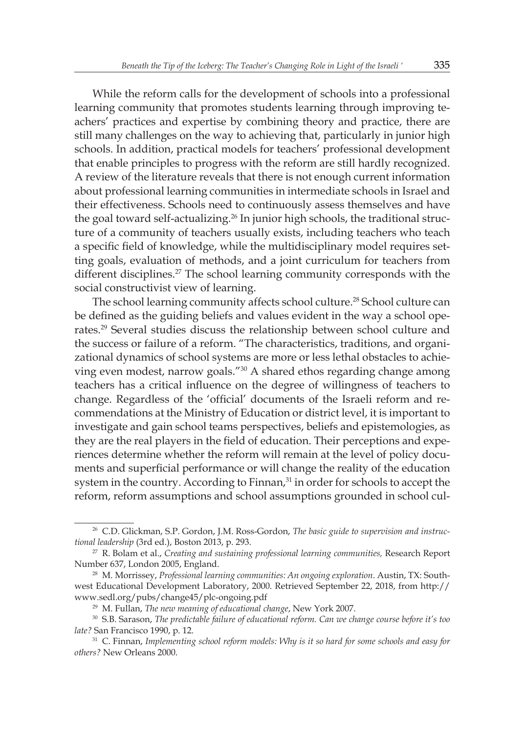While the reform calls for the development of schools into a professional learning community that promotes students learning through improving teachers' practices and expertise by combining theory and practice, there are still many challenges on the way to achieving that, particularly in junior high schools. In addition, practical models for teachers' professional development that enable principles to progress with the reform are still hardly recognized. A review of the literature reveals that there is not enough current information about professional learning communities in intermediate schools in Israel and their effectiveness. Schools need to continuously assess themselves and have the goal toward self-actualizing.[26] In junior high schools, the traditional structure of a community of teachers usually exists, including teachers who teach a specific field of knowledge, while the multidisciplinary model requires setting goals, evaluation of methods, and a joint curriculum for teachers from different disciplines.[27] The school learning community corresponds with the social constructivist view of learning.

The school learning community affects school culture.[28] School culture can be defined as the guiding beliefs and values evident in the way a school operates.[29] Several studies discuss the relationship between school culture and the success or failure of a reform. "The characteristics, traditions, and organizational dynamics of school systems are more or less lethal obstacles to achieving even modest, narrow goals."[30] A shared ethos regarding change among teachers has a critical influence on the degree of willingness of teachers to change. Regardless of the 'official' documents of the Israeli reform and recommendations at the Ministry of Education or district level, it is important to investigate and gain school teams perspectives, beliefs and epistemologies, as they are the real players in the field of education. Their perceptions and experiences determine whether the reform will remain at the level of policy documents and superficial performance or will change the reality of the education system in the country. According to Finnan,[31] in order for schools to accept the reform, reform assumptions and school assumptions grounded in school cul-

---

[26] C.D. Glickman, S.P. Gordon, J.M. Ross-Gordon, *The basic guide to supervision and instructional leadership* (3rd ed.), Boston 2013, p. 293.

[27] R. Bolam et al., *Creating and sustaining professional learning communities,* Research Report Number 637, London 2005, England.

[28] M. Morrissey, *Professional learning communities: An ongoing exploration*. Austin, TX: Southwest Educational Development Laboratory, 2000. Retrieved September 22, 2018, from http://www.sedl.org/pubs/change45/plc-ongoing.pdf

[29] M. Fullan, *The new meaning of educational change*, New York 2007.

[30] S.B. Sarason, *The predictable failure of educational reform. Can we change course before it's too late?* San Francisco 1990, p. 12.

[31] C. Finnan, *Implementing school reform models: Why is it so hard for some schools and easy for others?* New Orleans 2000.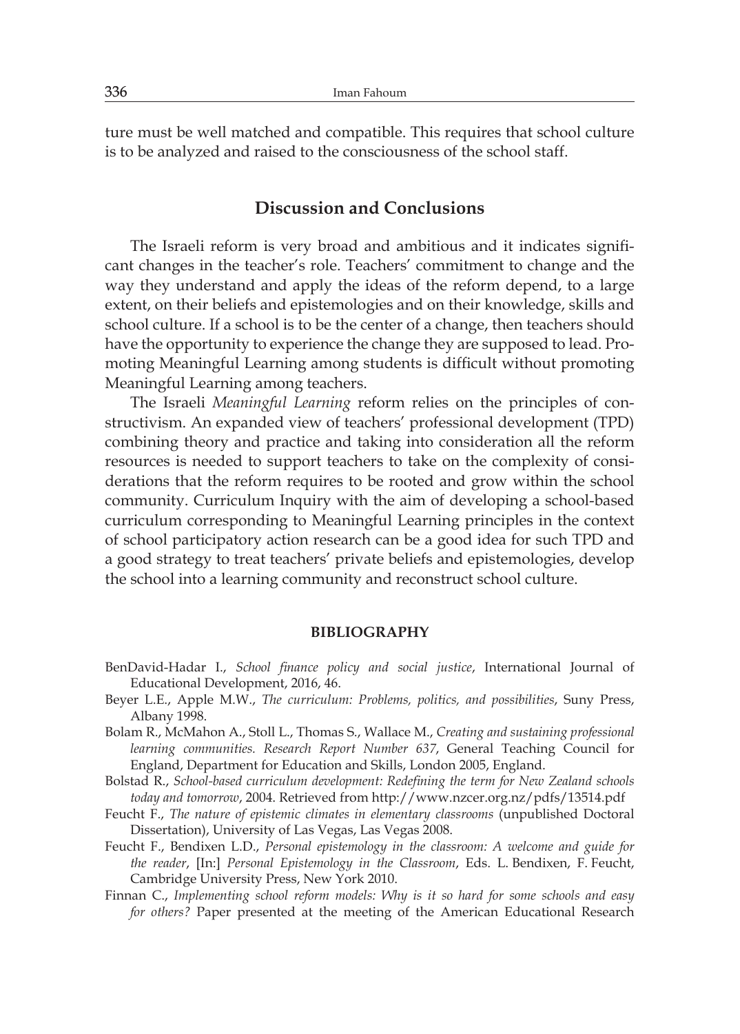ture must be well matched and compatible. This requires that school culture is to be analyzed and raised to the consciousness of the school staff.

## Discussion and Conclusions

The Israeli reform is very broad and ambitious and it indicates significant changes in the teacher's role. Teachers' commitment to change and the way they understand and apply the ideas of the reform depend, to a large extent, on their beliefs and epistemologies and on their knowledge, skills and school culture. If a school is to be the center of a change, then teachers should have the opportunity to experience the change they are supposed to lead. Promoting Meaningful Learning among students is difficult without promoting Meaningful Learning among teachers.

The Israeli *Meaningful Learning* reform relies on the principles of constructivism. An expanded view of teachers' professional development (TPD) combining theory and practice and taking into consideration all the reform resources is needed to support teachers to take on the complexity of considerations that the reform requires to be rooted and grow within the school community. Curriculum Inquiry with the aim of developing a school-based curriculum corresponding to Meaningful Learning principles in the context of school participatory action research can be a good idea for such TPD and a good strategy to treat teachers' private beliefs and epistemologies, develop the school into a learning community and reconstruct school culture.

### BIBLIOGRAPHY

BenDavid-Hadar I., *School finance policy and social justice*, International Journal of Educational Development, 2016, 46.

Beyer L.E., Apple M.W., *The curriculum: Problems, politics, and possibilities*, Suny Press, Albany 1998.

Bolam R., McMahon A., Stoll L., Thomas S., Wallace M., *Creating and sustaining professional learning communities. Research Report Number 637*, General Teaching Council for England, Department for Education and Skills, London 2005, England.

Bolstad R., *School-based curriculum development: Redefining the term for New Zealand schools today and tomorrow*, 2004. Retrieved from http://www.nzcer.org.nz/pdfs/13514.pdf

Feucht F., *The nature of epistemic climates in elementary classrooms* (unpublished Doctoral Dissertation), University of Las Vegas, Las Vegas 2008.

Feucht F., Bendixen L.D., *Personal epistemology in the classroom: A welcome and guide for the reader*, [In:] *Personal Epistemology in the Classroom*, Eds. L. Bendixen, F. Feucht, Cambridge University Press, New York 2010.

Finnan C., *Implementing school reform models: Why is it so hard for some schools and easy for others?* Paper presented at the meeting of the American Educational Research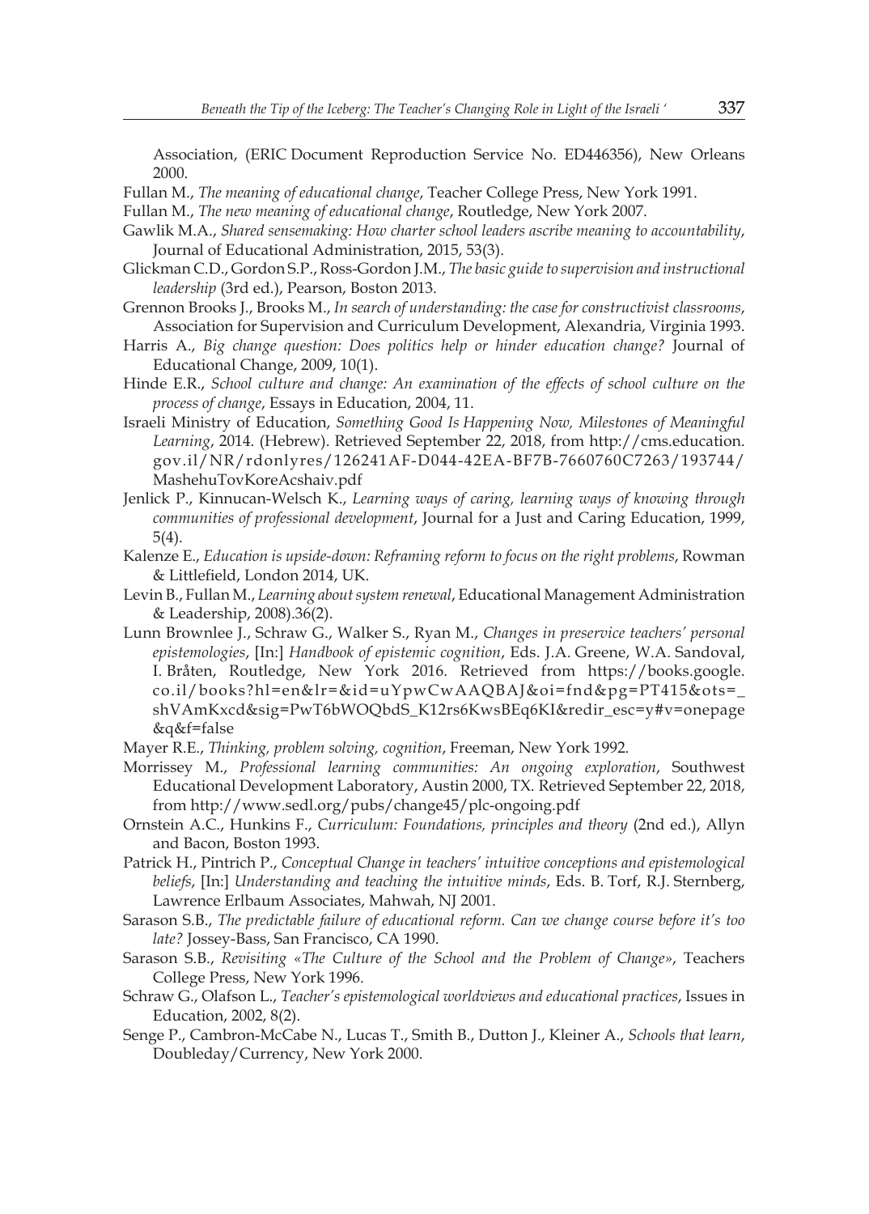Association, (ERIC Document Reproduction Service No. ED446356), New Orleans 2000.

Fullan M., *The meaning of educational change*, Teacher College Press, New York 1991.

Fullan M., *The new meaning of educational change*, Routledge, New York 2007.

Gawlik M.A., *Shared sensemaking: How charter school leaders ascribe meaning to accountability*, Journal of Educational Administration, 2015, 53(3).

Glickman C.D., Gordon S.P., Ross-Gordon J.M., *The basic guide to supervision and instructional leadership* (3rd ed.), Pearson, Boston 2013.

Grennon Brooks J., Brooks M., *In search of understanding: the case for constructivist classrooms*, Association for Supervision and Curriculum Development, Alexandria, Virginia 1993.

Harris A., *Big change question: Does politics help or hinder education change?* Journal of Educational Change, 2009, 10(1).

Hinde E.R., *School culture and change: An examination of the effects of school culture on the process of change*, Essays in Education, 2004, 11.

Israeli Ministry of Education, *Something Good Is Happening Now, Milestones of Meaningful Learning*, 2014. (Hebrew). Retrieved September 22, 2018, from http://cms.education.gov.il/NR/rdonlyres/126241AF-D044-42EA-BF7B-7660760C7263/193744/MashehuTovKoreAcshaiv.pdf

Jenlick P., Kinnucan-Welsch K., *Learning ways of caring, learning ways of knowing through communities of professional development*, Journal for a Just and Caring Education, 1999, 5(4).

Kalenze E., *Education is upside-down: Reframing reform to focus on the right problems*, Rowman & Littlefield, London 2014, UK.

Levin B., Fullan M., *Learning about system renewal*, Educational Management Administration & Leadership, 2008).36(2).

Lunn Brownlee J., Schraw G., Walker S., Ryan M., *Changes in preservice teachers' personal epistemologies*, [In:] *Handbook of epistemic cognition*, Eds. J.A. Greene, W.A. Sandoval, I. Bråten, Routledge, New York 2016. Retrieved from https://books.google.co.il/books?hl=en&lr=&id=uYpwCwAAQBAJ&oi=fnd&pg=PT415&ots=_shVAmKxcd&sig=PwT6bWOQbdS_K12rs6KwsBEq6KI&redir_esc=y#v=onepage&q&f=false

Mayer R.E., *Thinking, problem solving, cognition*, Freeman, New York 1992.

Morrissey M., *Professional learning communities: An ongoing exploration*, Southwest Educational Development Laboratory, Austin 2000, TX. Retrieved September 22, 2018, from http://www.sedl.org/pubs/change45/plc-ongoing.pdf

Ornstein A.C., Hunkins F., *Curriculum: Foundations, principles and theory* (2nd ed.), Allyn and Bacon, Boston 1993.

Patrick H., Pintrich P., *Conceptual Change in teachers' intuitive conceptions and epistemological beliefs*, [In:] *Understanding and teaching the intuitive minds*, Eds. B. Torf, R.J. Sternberg, Lawrence Erlbaum Associates, Mahwah, NJ 2001.

Sarason S.B., *The predictable failure of educational reform. Can we change course before it's too late?* Jossey-Bass, San Francisco, CA 1990.

Sarason S.B., *Revisiting «The Culture of the School and the Problem of Change»*, Teachers College Press, New York 1996.

Schraw G., Olafson L., *Teacher's epistemological worldviews and educational practices*, Issues in Education, 2002, 8(2).

Senge P., Cambron-McCabe N., Lucas T., Smith B., Dutton J., Kleiner A., *Schools that learn*, Doubleday/Currency, New York 2000.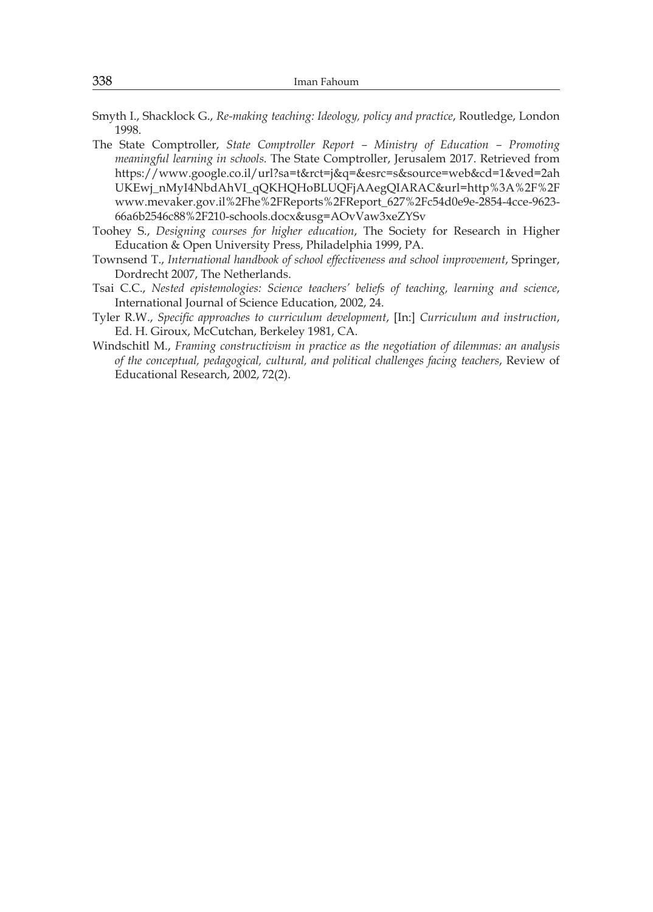Smyth I., Shacklock G., *Re-making teaching: Ideology, policy and practice*, Routledge, London 1998.

The State Comptroller, *State Comptroller Report – Ministry of Education – Promoting meaningful learning in schools.* The State Comptroller, Jerusalem 2017. Retrieved from https://www.google.co.il/url?sa=t&rct=j&q=&esrc=s&source=web&cd=1&ved=2ahUKEwj_nMyI4NbdAhVI_qQKHQHoBLUQFjAAegQIARAC&url=http%3A%2F%2Fwww.mevaker.gov.il%2Fhe%2FReports%2FReport_627%2Fc54d0e9e-2854-4cce-9623-66a6b2546c88%2F210-schools.docx&usg=AOvVaw3xeZYSv

Toohey S., *Designing courses for higher education*, The Society for Research in Higher Education & Open University Press, Philadelphia 1999, PA.

Townsend T., *International handbook of school effectiveness and school improvement*, Springer, Dordrecht 2007, The Netherlands.

Tsai C.C., *Nested epistemologies: Science teachers' beliefs of teaching, learning and science*, International Journal of Science Education, 2002, 24.

Tyler R.W., *Specific approaches to curriculum development*, [In:] *Curriculum and instruction*, Ed. H. Giroux, McCutchan, Berkeley 1981, CA.

Windschitl M., *Framing constructivism in practice as the negotiation of dilemmas: an analysis of the conceptual, pedagogical, cultural, and political challenges facing teachers*, Review of Educational Research, 2002, 72(2).